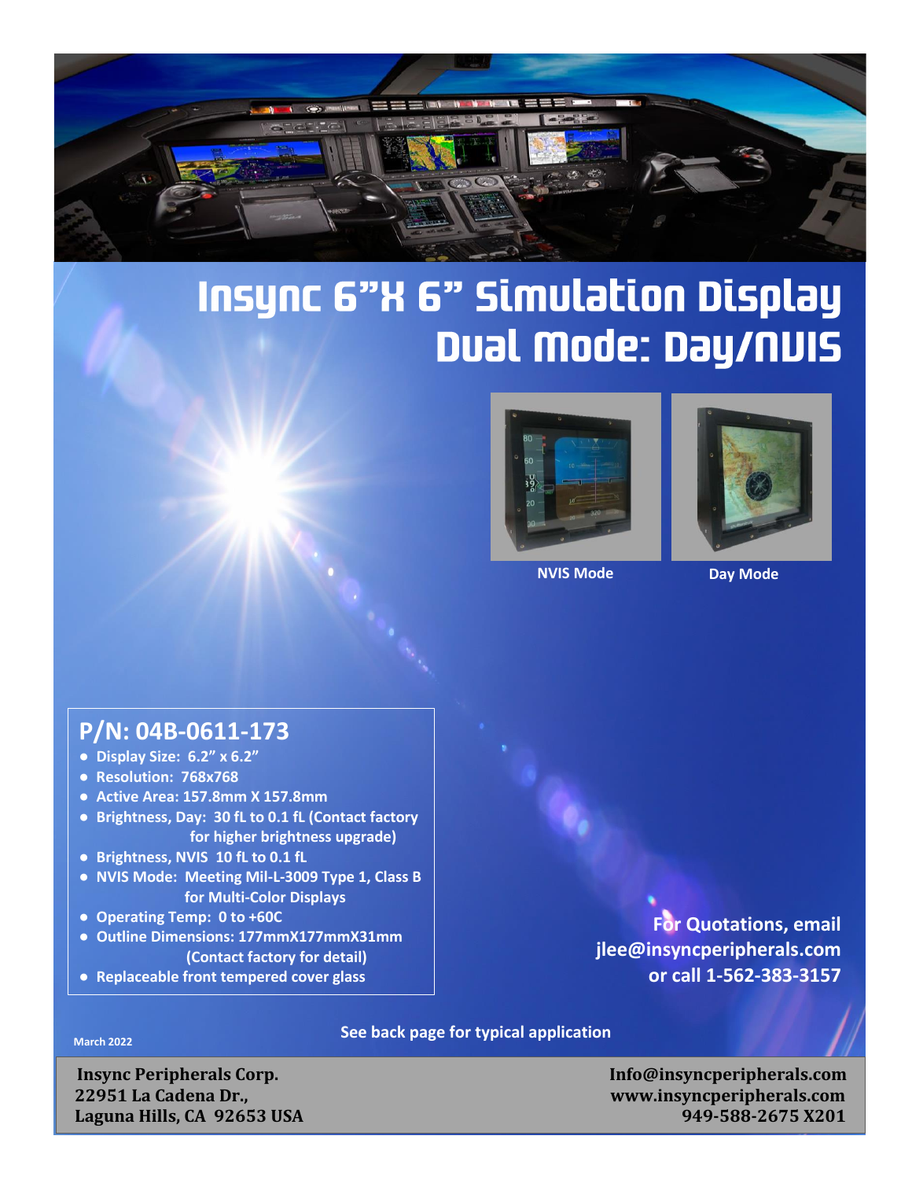# Insync 6"X 6" Simulation Display Dual Mode: Day/NVIS

NVIS Mode

Day Mode

## P/N: 04B-0611-173

- Display Size: 6.2" x 6.2"
- Resolution: 768x768
- Active Area: 157.8mm X 157.8mm
- Brightness, Day: 30 fL to 0.1 fL (Contact factory for higher brightness upgrade)
- Brightness, NVIS 10 fL to 0.1 fL
- NVIS Mode: Meeting Mil-L-3009 Type 1, Class B for Multi-Color Displays
- Operating Temp: 0 to +60C
- Outline Dimensions: 177mmX177mmX31mm (Contact factory for detail)
- Replaceable front tempered cover glass

**For Quotations, email jlee@insyncperipherals.com or call 1-562-383-3157**

March 2022

**See back page for typical application**

**Insync Peripherals Corp.**
**22951 La Cadena Dr.,**
**Laguna Hills, CA 92653 USA**

**Info@insyncperipherals.com**
**www.insyncperipherals.com**
**949-588-2675 X201**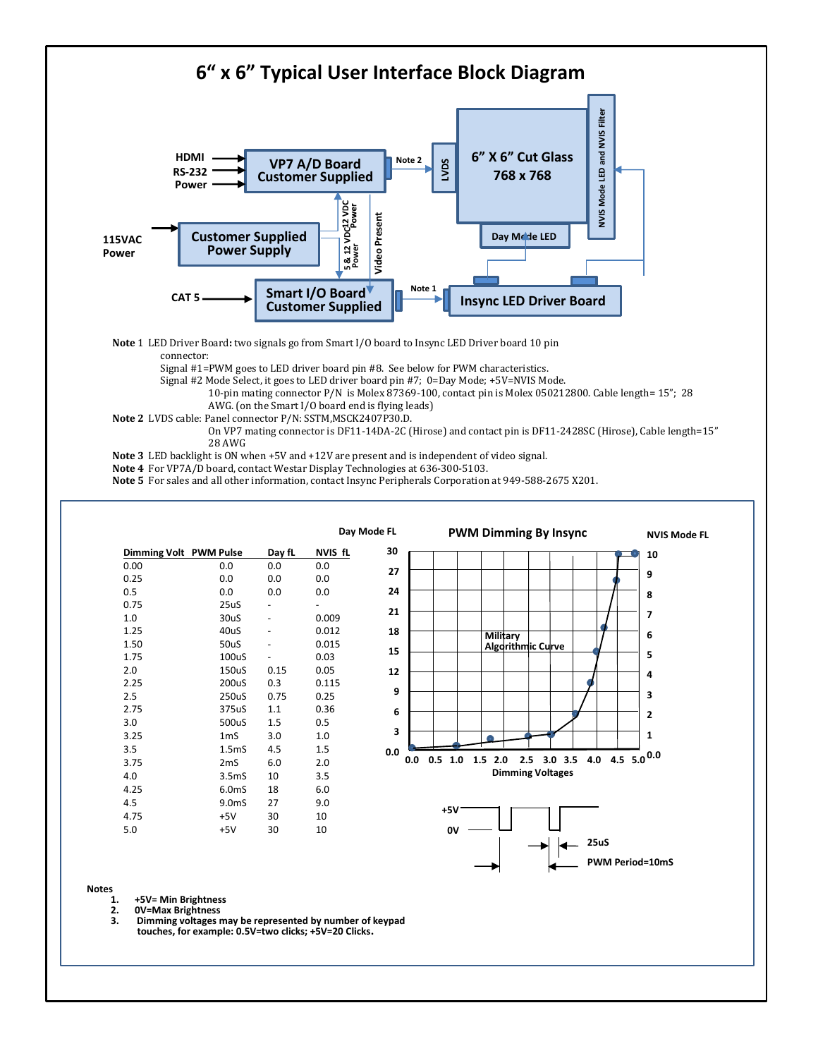# 6" x 6" Typical User Interface Block Diagram

HDMI
RS-232
Power

VP7 A/D Board
Customer Supplied

Note 2

LVDS

6" X 6" Cut Glass
768 x 768

NVIS Mode LED and NVIS Filter

12 VDC Power

5 & 12 VDC Power

Video Present

115VAC
Power

Customer Supplied
Power Supply

Day Mode LED

CAT 5

Smart I/O Board
Customer Supplied

Note 1

Insync LED Driver Board

**Note 1** LED Driver Board**:** two signals go from Smart I/O board to Insync LED Driver board 10 pin connector:
Signal #1=PWM goes to LED driver board pin #8. See below for PWM characteristics.
Signal #2 Mode Select, it goes to LED driver board pin #7; 0=Day Mode; +5V=NVIS Mode.
10-pin mating connector P/N is Molex 87369-100, contact pin is Molex 050212800. Cable length= 15"; 28 AWG. (on the Smart I/O board end is flying leads)

**Note 2** LVDS cable: Panel connector P/N: SSTM,MSCK2407P30.D.
On VP7 mating connector is DF11-14DA-2C (Hirose) and contact pin is DF11-2428SC (Hirose), Cable length=15" 28 AWG

**Note 3** LED backlight is ON when +5V and +12V are present and is independent of video signal.

**Note 4** For VP7A/D board, contact Westar Display Technologies at 636-300-5103.

**Note 5** For sales and all other information, contact Insync Peripherals Corporation at 949-588-2675 X201.

| Dimming Volt | PWM Pulse | Day fL | NVIS fL |
|---|---|---|---|
| 0.00 | 0.0 | 0.0 | 0.0 |
| 0.25 | 0.0 | 0.0 | 0.0 |
| 0.5 | 0.0 | 0.0 | 0.0 |
| 0.75 | 25uS | - | - |
| 1.0 | 30uS | - | 0.009 |
| 1.25 | 40uS | - | 0.012 |
| 1.50 | 50uS | - | 0.015 |
| 1.75 | 100uS | - | 0.03 |
| 2.0 | 150uS | 0.15 | 0.05 |
| 2.25 | 200uS | 0.3 | 0.115 |
| 2.5 | 250uS | 0.75 | 0.25 |
| 2.75 | 375uS | 1.1 | 0.36 |
| 3.0 | 500uS | 1.5 | 0.5 |
| 3.25 | 1mS | 3.0 | 1.0 |
| 3.5 | 1.5mS | 4.5 | 1.5 |
| 3.75 | 2mS | 6.0 | 2.0 |
| 4.0 | 3.5mS | 10 | 3.5 |
| 4.25 | 6.0mS | 18 | 6.0 |
| 4.5 | 9.0mS | 27 | 9.0 |
| 4.75 | +5V | 30 | 10 |
| 5.0 | +5V | 30 | 10 |

Day Mode FL

PWM Dimming By Insync

NVIS Mode FL

30 27 24 21 18 15 12 9 6 3 0.0

10 9 8 7 6 5 4 3 2 1 0.0

Military
Algorithmic Curve

0.0 0.5 1.0 1.5 2.0 2.5 3.0 3.5 4.0 4.5 5.0

Dimming Voltages

+5V
0V

25uS

PWM Period=10mS

**Notes**

1. **+5V= Min Brightness**
2. **0V=Max Brightness**
3. **Dimming voltages may be represented by number of keypad touches, for example: 0.5V=two clicks; +5V=20 Clicks.**